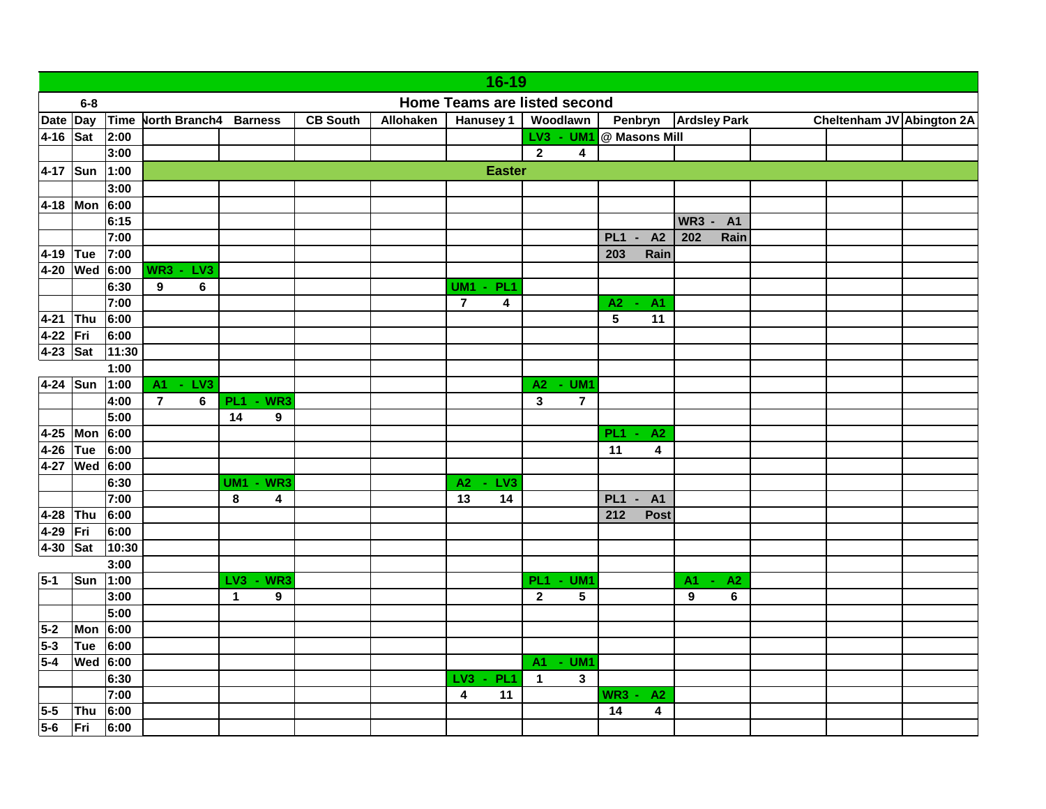## 16-19

**6-8** — **Home Teams are listed second**

| Date | Day | Time | North Branch4 | Barness | CB South | Allohaken | Hanusey 1 | Woodlawn | Penbryn | Ardsley Park | | Cheltenham JV | Abington 2A |
|---|---|---|---|---|---|---|---|---|---|---|---|---|---|
| 4-16 | Sat | 2:00 | | | | | | LV3 - UM1 | @ Masons Mill | | | | |
| | | 3:00 | | | | | | 2 4 | | | | | |
| 4-17 | Sun | 1:00 | | | | | Easter | | | | | | |
| | | 3:00 | | | | | | | | | | | |
| 4-18 | Mon | 6:00 | | | | | | | | | | | |
| | | 6:15 | | | | | | | | WR3 - A1 | | | |
| | | 7:00 | | | | | | | PL1 - A2 | 202 Rain | | | |
| 4-19 | Tue | 7:00 | | | | | | | 203 Rain | | | | |
| 4-20 | Wed | 6:00 | WR3 - LV3 | | | | | | | | | | |
| | | 6:30 | 9 6 | | | | UM1 - PL1 | | | | | | |
| | | 7:00 | | | | | 7 4 | | A2 - A1 | | | | |
| 4-21 | Thu | 6:00 | | | | | | | 5 11 | | | | |
| 4-22 | Fri | 6:00 | | | | | | | | | | | |
| 4-23 | Sat | 11:30 | | | | | | | | | | | |
| | | 1:00 | | | | | | | | | | | |
| 4-24 | Sun | 1:00 | A1 - LV3 | | | | | A2 - UM1 | | | | | |
| | | 4:00 | 7 6 | PL1 - WR3 | | | | 3 7 | | | | | |
| | | 5:00 | | 14 9 | | | | | | | | | |
| 4-25 | Mon | 6:00 | | | | | | | PL1 - A2 | | | | |
| 4-26 | Tue | 6:00 | | | | | | | 11 4 | | | | |
| 4-27 | Wed | 6:00 | | | | | | | | | | | |
| | | 6:30 | | UM1 - WR3 | | | A2 - LV3 | | | | | | |
| | | 7:00 | | 8 4 | | | 13 14 | | PL1 - A1 | | | | |
| 4-28 | Thu | 6:00 | | | | | | | 212 Post | | | | |
| 4-29 | Fri | 6:00 | | | | | | | | | | | |
| 4-30 | Sat | 10:30 | | | | | | | | | | | |
| | | 3:00 | | | | | | | | | | | |
| 5-1 | Sun | 1:00 | | LV3 - WR3 | | | | PL1 - UM1 | | A1 - A2 | | | |
| | | 3:00 | | 1 9 | | | | 2 5 | | 9 6 | | | |
| | | 5:00 | | | | | | | | | | | |
| 5-2 | Mon | 6:00 | | | | | | | | | | | |
| 5-3 | Tue | 6:00 | | | | | | | | | | | |
| 5-4 | Wed | 6:00 | | | | | | A1 - UM1 | | | | | |
| | | 6:30 | | | | | LV3 - PL1 | 1 3 | | | | | |
| | | 7:00 | | | | | 4 11 | | WR3 - A2 | | | | |
| 5-5 | Thu | 6:00 | | | | | | | 14 4 | | | | |
| 5-6 | Fri | 6:00 | | | | | | | | | | | |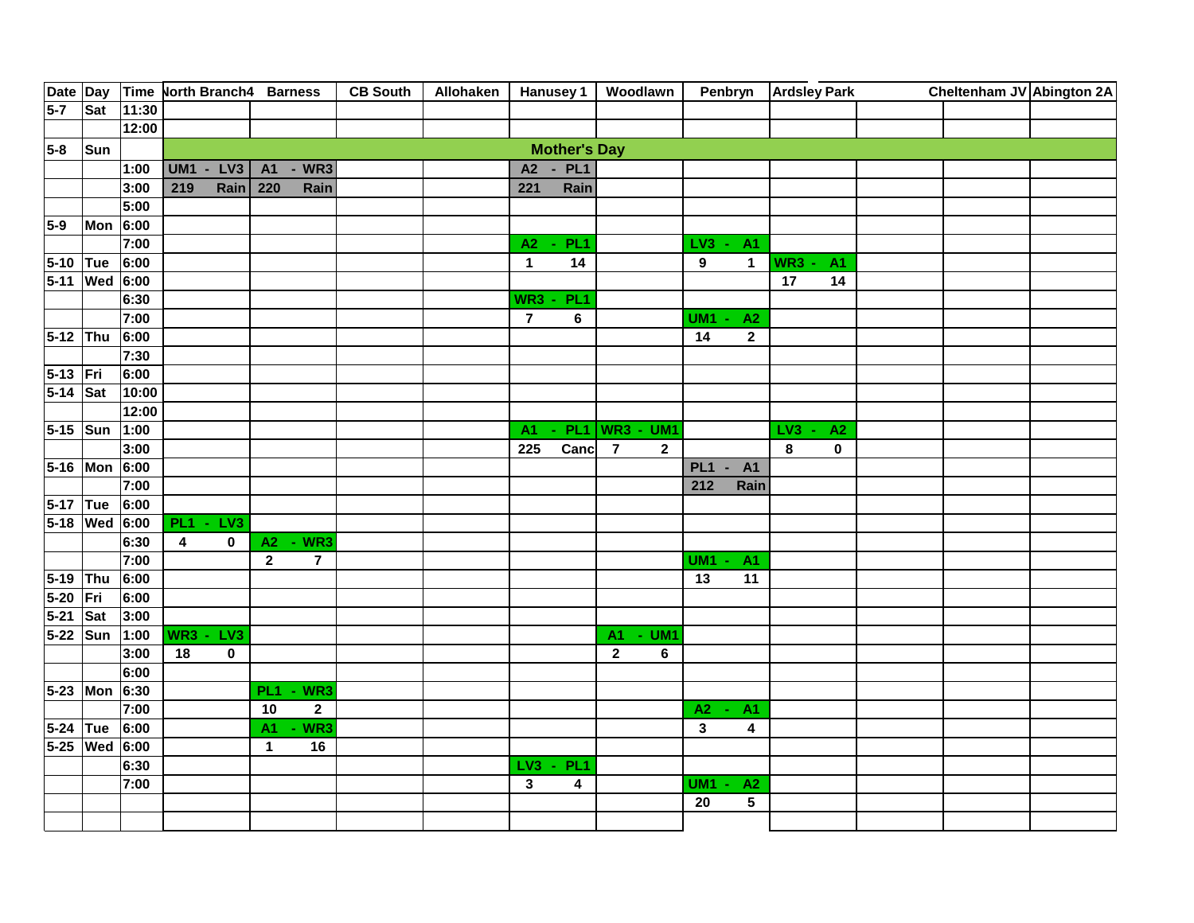| Date | Day | Time | North Branch4 | Barness | CB South | Allohaken | Hanusey 1 | Woodlawn | Penbryn | Ardsley Park | | Cheltenham JV | Abington 2A |
|---|---|---|---|---|---|---|---|---|---|---|---|---|---|
| 5-7 | Sat | 11:30 | | | | | | | | | | | |
| | | 12:00 | | | | | | | | | | | |
| 5-8 | Sun | | **Mother's Day** | | | | | | | | | | |
| | | 1:00 | UM1 - LV3 | A1 - WR3 | | | A2 - PL1 | | | | | | |
| | | 3:00 | 219 Rain | 220 Rain | | | 221 Rain | | | | | | |
| | | 5:00 | | | | | | | | | | | |
| 5-9 | Mon | 6:00 | | | | | | | | | | | |
| | | 7:00 | | | | | A2 - PL1 | | LV3 - A1 | | | | |
| 5-10 | Tue | 6:00 | | | | | 1 14 | | 9 1 | WR3 - A1 | | | |
| 5-11 | Wed | 6:00 | | | | | | | | 17 14 | | | |
| | | 6:30 | | | | | WR3 - PL1 | | | | | | |
| | | 7:00 | | | | | 7 6 | | UM1 - A2 | | | | |
| 5-12 | Thu | 6:00 | | | | | | | 14 2 | | | | |
| | | 7:30 | | | | | | | | | | | |
| 5-13 | Fri | 6:00 | | | | | | | | | | | |
| 5-14 | Sat | 10:00 | | | | | | | | | | | |
| | | 12:00 | | | | | | | | | | | |
| 5-15 | Sun | 1:00 | | | | | A1 - PL1 | WR3 - UM1 | | LV3 - A2 | | | |
| | | 3:00 | | | | | 225 Canc | 7 2 | | 8 0 | | | |
| 5-16 | Mon | 6:00 | | | | | | | PL1 - A1 | | | | |
| | | 7:00 | | | | | | | 212 Rain | | | | |
| 5-17 | Tue | 6:00 | | | | | | | | | | | |
| 5-18 | Wed | 6:00 | PL1 - LV3 | | | | | | | | | | |
| | | 6:30 | 4 0 | A2 - WR3 | | | | | | | | | |
| | | 7:00 | | 2 7 | | | | | UM1 - A1 | | | | |
| 5-19 | Thu | 6:00 | | | | | | | 13 11 | | | | |
| 5-20 | Fri | 6:00 | | | | | | | | | | | |
| 5-21 | Sat | 3:00 | | | | | | | | | | | |
| 5-22 | Sun | 1:00 | WR3 - LV3 | | | | | A1 - UM1 | | | | | |
| | | 3:00 | 18 0 | | | | | 2 6 | | | | | |
| | | 6:00 | | | | | | | | | | | |
| 5-23 | Mon | 6:30 | | PL1 - WR3 | | | | | | | | | |
| | | 7:00 | | 10 2 | | | | | A2 - A1 | | | | |
| 5-24 | Tue | 6:00 | | A1 - WR3 | | | | | 3 4 | | | | |
| 5-25 | Wed | 6:00 | | 1 16 | | | | | | | | | |
| | | 6:30 | | | | | LV3 - PL1 | | | | | | |
| | | 7:00 | | | | | 3 4 | | UM1 - A2 | | | | |
| | | | | | | | | | 20 5 | | | | |
| | | | | | | | | | | | | | |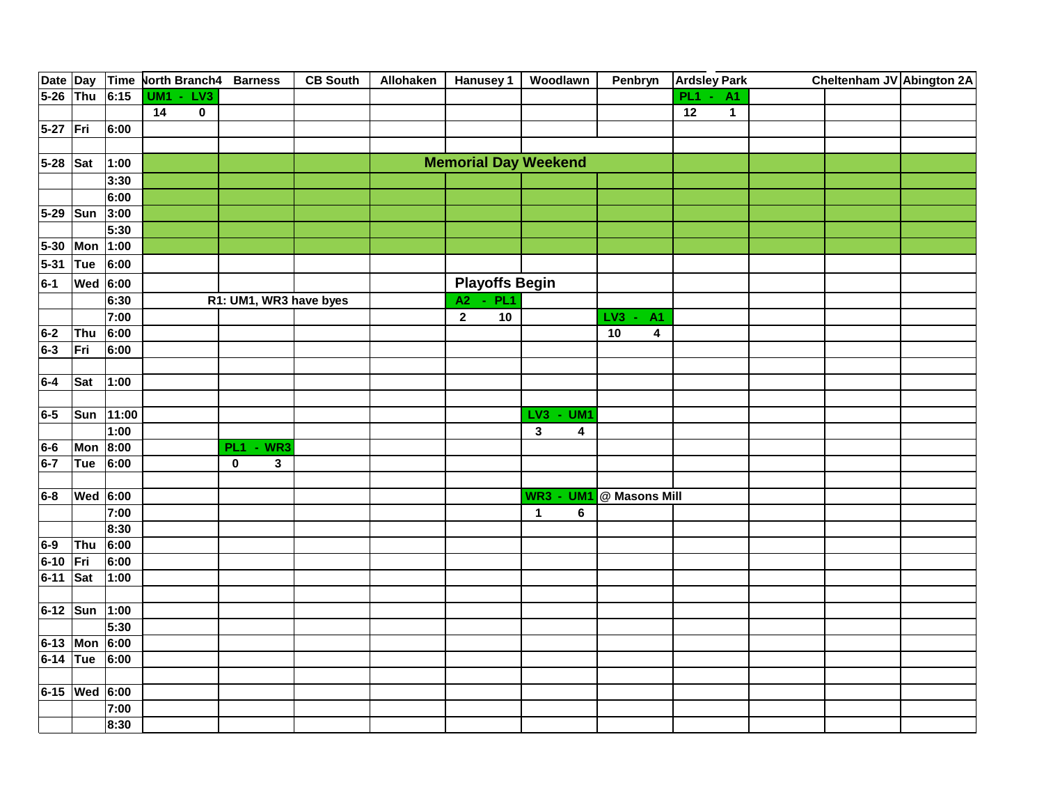| Date | Day | Time | North Branch4 | Barness | CB South | Allohaken | Hanusey 1 | Woodlawn | Penbryn | Ardsley Park | | Cheltenham JV | Abington 2A |
|---|---|---|---|---|---|---|---|---|---|---|---|---|---|
| 5-26 | Thu | 6:15 | UM1 - LV3 | | | | | | | PL1 - A1 | | | |
| | | | 14 0 | | | | | | | 12 1 | | | |
| 5-27 | Fri | 6:00 | | | | | | | | | | | |
| | | | | | | | | | | | | | |
| 5-28 | Sat | 1:00 | | | | | Memorial Day Weekend | | | | | | |
| | | 3:30 | | | | | | | | | | | |
| | | 6:00 | | | | | | | | | | | |
| 5-29 | Sun | 3:00 | | | | | | | | | | | |
| | | 5:30 | | | | | | | | | | | |
| 5-30 | Mon | 1:00 | | | | | | | | | | | |
| 5-31 | Tue | 6:00 | | | | | | | | | | | |
| 6-1 | Wed | 6:00 | | | | | Playoffs Begin | | | | | | |
| | | 6:30 | | R1: UM1, WR3 have byes | | | A2 - PL1 | | | | | | |
| | | 7:00 | | | | | 2 10 | | LV3 - A1 | | | | |
| 6-2 | Thu | 6:00 | | | | | | | 10 4 | | | | |
| 6-3 | Fri | 6:00 | | | | | | | | | | | |
| | | | | | | | | | | | | | |
| 6-4 | Sat | 1:00 | | | | | | | | | | | |
| | | | | | | | | | | | | | |
| 6-5 | Sun | 11:00 | | | | | | LV3 - UM1 | | | | | |
| | | 1:00 | | | | | | 3 4 | | | | | |
| 6-6 | Mon | 8:00 | | PL1 - WR3 | | | | | | | | | |
| 6-7 | Tue | 6:00 | | 0 3 | | | | | | | | | |
| | | | | | | | | | | | | | |
| 6-8 | Wed | 6:00 | | | | | | WR3 - UM1 | @ Masons Mill | | | | |
| | | 7:00 | | | | | | 1 6 | | | | | |
| | | 8:30 | | | | | | | | | | | |
| 6-9 | Thu | 6:00 | | | | | | | | | | | |
| 6-10 | Fri | 6:00 | | | | | | | | | | | |
| 6-11 | Sat | 1:00 | | | | | | | | | | | |
| | | | | | | | | | | | | | |
| 6-12 | Sun | 1:00 | | | | | | | | | | | |
| | | 5:30 | | | | | | | | | | | |
| 6-13 | Mon | 6:00 | | | | | | | | | | | |
| 6-14 | Tue | 6:00 | | | | | | | | | | | |
| | | | | | | | | | | | | | |
| 6-15 | Wed | 6:00 | | | | | | | | | | | |
| | | 7:00 | | | | | | | | | | | |
| | | 8:30 | | | | | | | | | | | |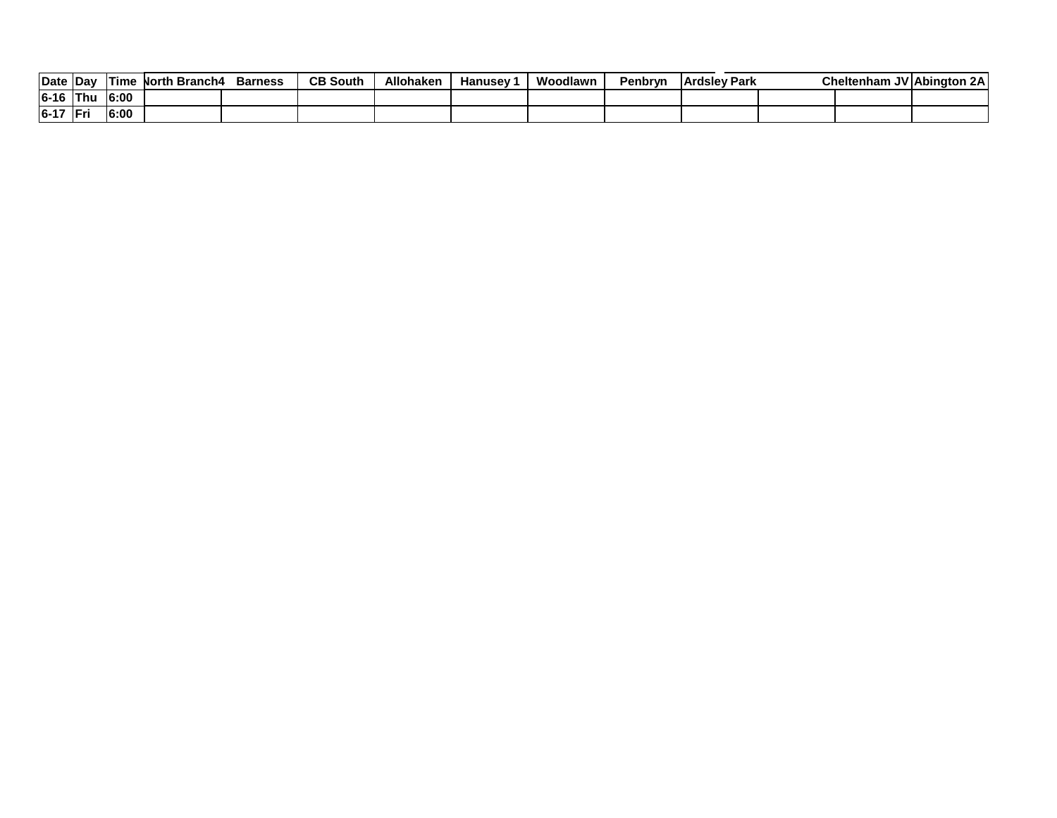| Date | Day | Time | North Branch4 | Barness | CB South | Allohaken | Hanusey 1 | Woodlawn | Penbryn | Ardsley Park | | Cheltenham JV | Abington 2A |
|---|---|---|---|---|---|---|---|---|---|---|---|---|---|
| 6-16 | Thu | 6:00 | | | | | | | | | | | |
| 6-17 | Fri | 6:00 | | | | | | | | | | | |